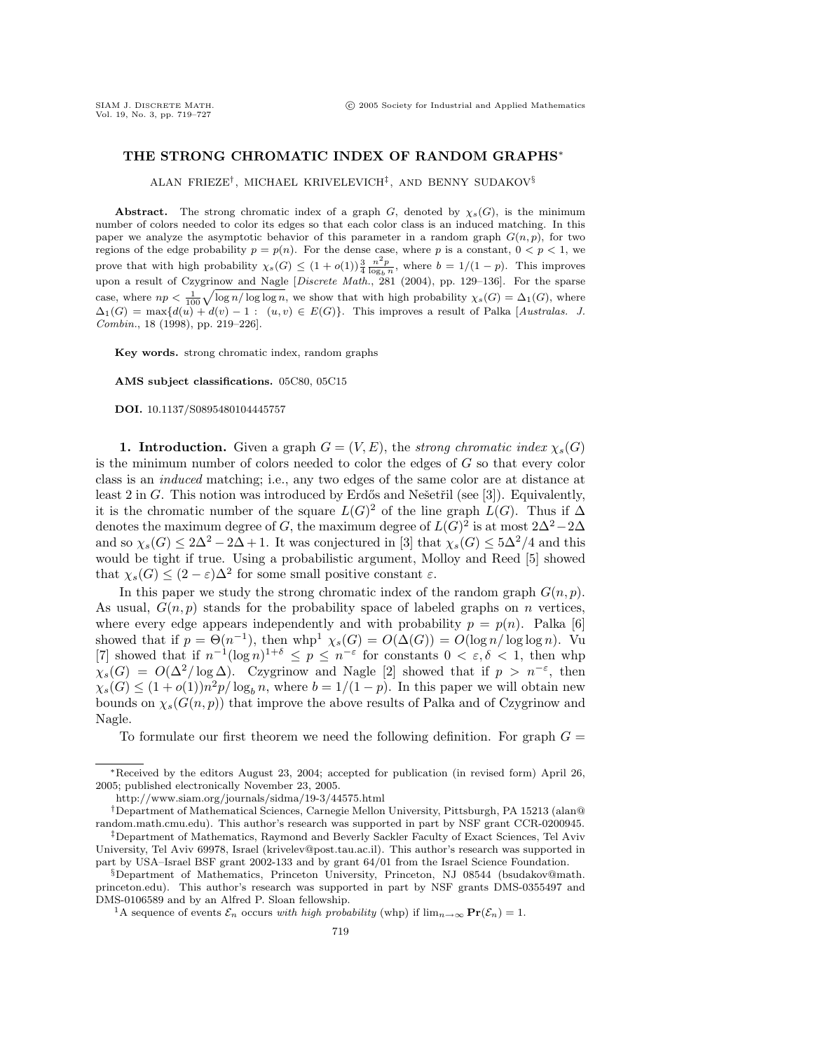# THE STRONG CHROMATIC INDEX OF RANDOM GRAPHS*

ALAN FRIEZE†, MICHAEL KRIVELEVICH‡, AND BENNY SUDAKOV§

**Abstract.** The strong chromatic index of a graph $G$, denoted by $\chi_s(G)$, is the minimum number of colors needed to color its edges so that each color class is an induced matching. In this paper we analyze the asymptotic behavior of this parameter in a random graph $G(n, p)$, for two regions of the edge probability $p = p(n)$. For the dense case, where $p$ is a constant, $0 < p < 1$, we prove that with high probability $\chi_s(G) \leq (1 + o(1))\frac{3}{4}\frac{n^2 p}{\log_b n}$, where $b = 1/(1 - p)$. This improves upon a result of Czygrinow and Nagle [*Discrete Math.*, 281 (2004), pp. 129–136]. For the sparse case, where $np < \frac{1}{100}\sqrt{\log n/\log\log n}$, we show that with high probability $\chi_s(G) = \Delta_1(G)$, where $\Delta_1(G) = \max\{d(u) + d(v) - 1 : (u, v) \in E(G)\}$. This improves a result of Palka [*Australas. J. Combin.*, 18 (1998), pp. 219–226].

**Key words.** strong chromatic index, random graphs

**AMS subject classifications.** 05C80, 05C15

**DOI.** 10.1137/S0895480104445757

**1. Introduction.** Given a graph $G = (V, E)$, the *strong chromatic index* $\chi_s(G)$ is the minimum number of colors needed to color the edges of $G$ so that every color class is an *induced* matching; i.e., any two edges of the same color are at distance at least 2 in $G$. This notion was introduced by Erdős and Nešetřil (see [3]). Equivalently, it is the chromatic number of the square $L(G)^2$ of the line graph $L(G)$. Thus if $\Delta$ denotes the maximum degree of $G$, the maximum degree of $L(G)^2$ is at most $2\Delta^2 - 2\Delta$ and so $\chi_s(G) \leq 2\Delta^2 - 2\Delta + 1$. It was conjectured in [3] that $\chi_s(G) \leq 5\Delta^2/4$ and this would be tight if true. Using a probabilistic argument, Molloy and Reed [5] showed that $\chi_s(G) \leq (2 - \varepsilon)\Delta^2$ for some small positive constant $\varepsilon$.

In this paper we study the strong chromatic index of the random graph $G(n, p)$. As usual, $G(n, p)$ stands for the probability space of labeled graphs on $n$ vertices, where every edge appears independently and with probability $p = p(n)$. Palka [6] showed that if $p = \Theta(n^{-1})$, then whp[1] $\chi_s(G) = O(\Delta(G)) = O(\log n/\log\log n)$. Vu [7] showed that if $n^{-1}(\log n)^{1+\delta} \leq p \leq n^{-\varepsilon}$ for constants $0 < \varepsilon, \delta < 1$, then whp $\chi_s(G) = O(\Delta^2/\log\Delta)$. Czygrinow and Nagle [2] showed that if $p > n^{-\varepsilon}$, then $\chi_s(G) \leq (1 + o(1))n^2 p/\log_b n$, where $b = 1/(1 - p)$. In this paper we will obtain new bounds on $\chi_s(G(n, p))$ that improve the above results of Palka and of Czygrinow and Nagle.

To formulate our first theorem we need the following definition. For graph $G =$

---

*Received by the editors August 23, 2004; accepted for publication (in revised form) April 26, 2005; published electronically November 23, 2005.
http://www.siam.org/journals/sidma/19-3/44575.html

†Department of Mathematical Sciences, Carnegie Mellon University, Pittsburgh, PA 15213 (alan@random.math.cmu.edu). This author's research was supported in part by NSF grant CCR-0200945.

‡Department of Mathematics, Raymond and Beverly Sackler Faculty of Exact Sciences, Tel Aviv University, Tel Aviv 69978, Israel (krivelev@post.tau.ac.il). This author's research was supported in part by USA–Israel BSF grant 2002-133 and by grant 64/01 from the Israel Science Foundation.

§Department of Mathematics, Princeton University, Princeton, NJ 08544 (bsudakov@math.princeton.edu). This author's research was supported in part by NSF grants DMS-0355497 and DMS-0106589 and by an Alfred P. Sloan fellowship.

[1]A sequence of events $\mathcal{E}_n$ occurs *with high probability* (whp) if $\lim_{n\to\infty} \mathbf{Pr}(\mathcal{E}_n) = 1$.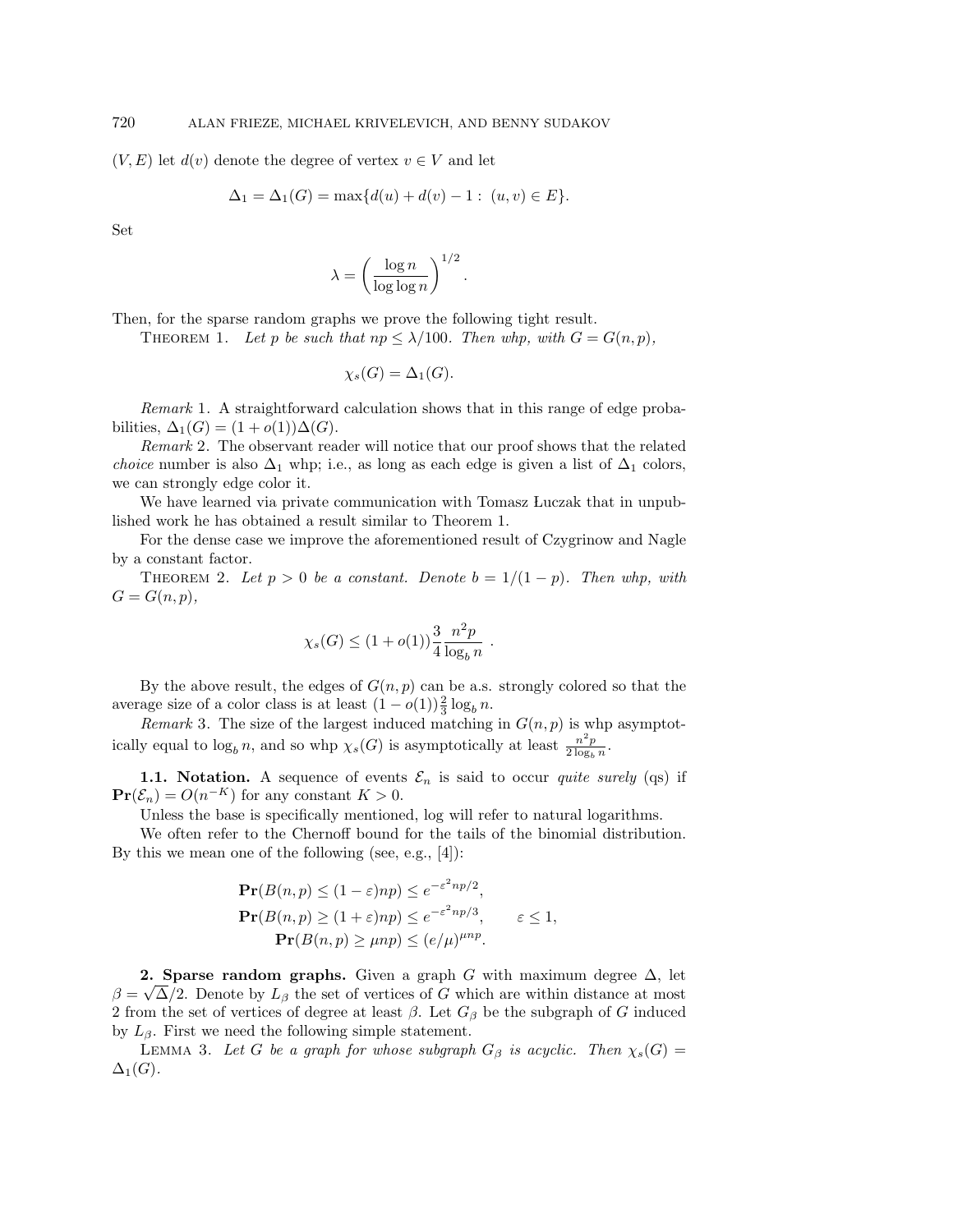$(V, E)$ let $d(v)$ denote the degree of vertex $v \in V$ and let

$$\Delta_1 = \Delta_1(G) = \max\{d(u) + d(v) - 1 : (u, v) \in E\}.$$

Set

$$\lambda = \left(\frac{\log n}{\log \log n}\right)^{1/2}.$$

Then, for the sparse random graphs we prove the following tight result.

THEOREM 1. *Let $p$ be such that $np \leq \lambda/100$. Then whp, with $G = G(n, p)$,*

$$\chi_s(G) = \Delta_1(G).$$

*Remark* 1. A straightforward calculation shows that in this range of edge probabilities, $\Delta_1(G) = (1 + o(1))\Delta(G)$.

*Remark* 2. The observant reader will notice that our proof shows that the related *choice* number is also $\Delta_1$ whp; i.e., as long as each edge is given a list of $\Delta_1$ colors, we can strongly edge color it.

We have learned via private communication with Tomasz Łuczak that in unpublished work he has obtained a result similar to Theorem 1.

For the dense case we improve the aforementioned result of Czygrinow and Nagle by a constant factor.

THEOREM 2. *Let $p > 0$ be a constant. Denote $b = 1/(1 - p)$. Then whp, with $G = G(n, p)$,*

$$\chi_s(G) \leq (1 + o(1)) \frac{3}{4} \frac{n^2 p}{\log_b n}.$$

By the above result, the edges of $G(n, p)$ can be a.s. strongly colored so that the average size of a color class is at least $(1 - o(1))\frac{2}{3} \log_b n$.

*Remark* 3. The size of the largest induced matching in $G(n, p)$ is whp asymptotically equal to $\log_b n$, and so whp $\chi_s(G)$ is asymptotically at least $\frac{n^2 p}{2 \log_b n}$.

**1.1. Notation.** A sequence of events $\mathcal{E}_n$ is said to occur *quite surely* (qs) if $\mathbf{Pr}(\mathcal{E}_n) = O(n^{-K})$ for any constant $K > 0$.

Unless the base is specifically mentioned, log will refer to natural logarithms.

We often refer to the Chernoff bound for the tails of the binomial distribution. By this we mean one of the following (see, e.g., [4]):

$$\mathbf{Pr}(B(n, p) \leq (1 - \varepsilon)np) \leq e^{-\varepsilon^2 np/2},$$
$$\mathbf{Pr}(B(n, p) \geq (1 + \varepsilon)np) \leq e^{-\varepsilon^2 np/3}, \qquad \varepsilon \leq 1,$$
$$\mathbf{Pr}(B(n, p) \geq \mu np) \leq (e/\mu)^{\mu np}.$$

**2. Sparse random graphs.** Given a graph $G$ with maximum degree $\Delta$, let $\beta = \sqrt{\Delta}/2$. Denote by $L_\beta$ the set of vertices of $G$ which are within distance at most 2 from the set of vertices of degree at least $\beta$. Let $G_\beta$ be the subgraph of $G$ induced by $L_\beta$. First we need the following simple statement.

LEMMA 3. *Let $G$ be a graph for whose subgraph $G_\beta$ is acyclic. Then $\chi_s(G) = \Delta_1(G)$.*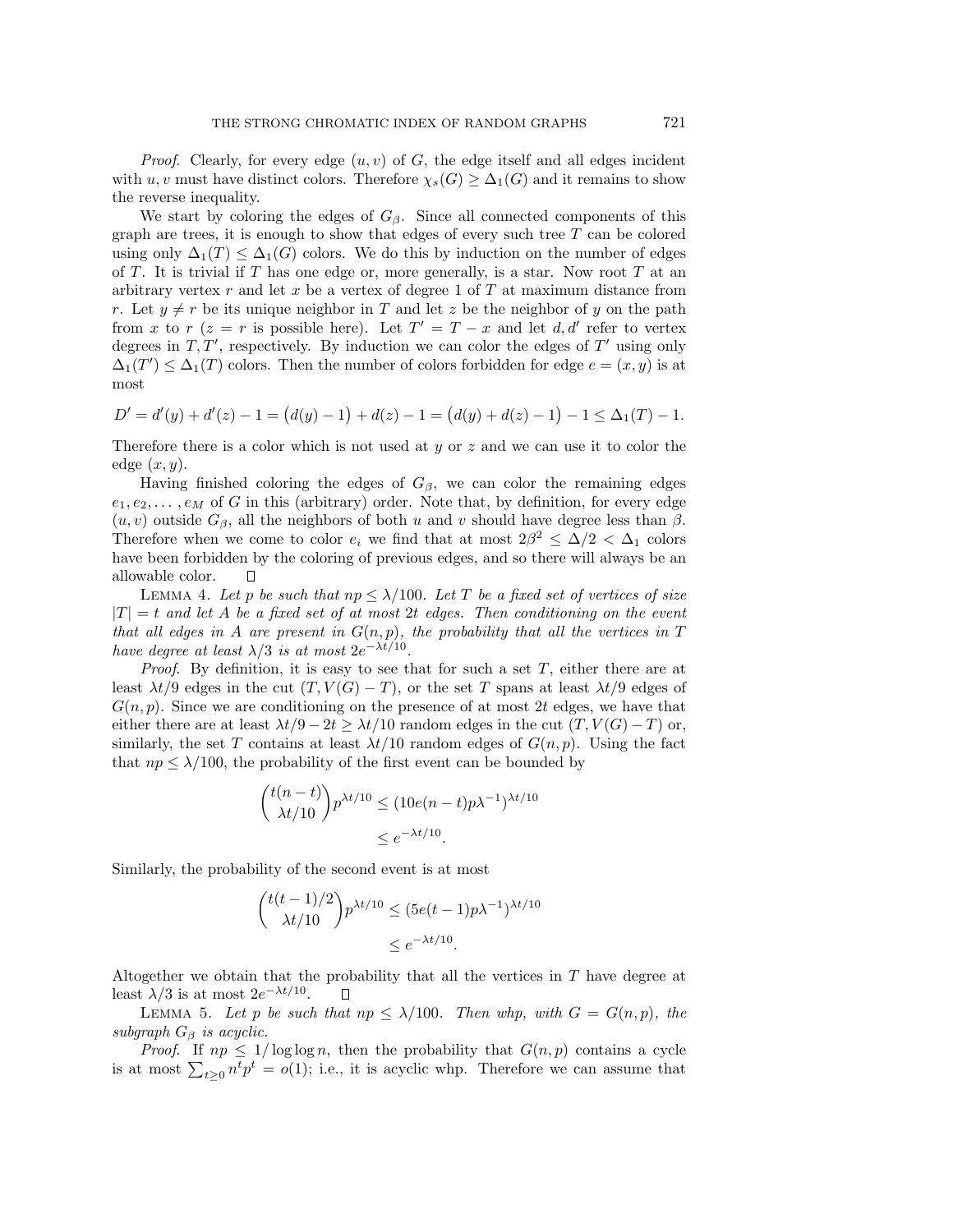*Proof.* Clearly, for every edge $(u, v)$ of $G$, the edge itself and all edges incident with $u, v$ must have distinct colors. Therefore $\chi_s(G) \geq \Delta_1(G)$ and it remains to show the reverse inequality.

We start by coloring the edges of $G_\beta$. Since all connected components of this graph are trees, it is enough to show that edges of every such tree $T$ can be colored using only $\Delta_1(T) \leq \Delta_1(G)$ colors. We do this by induction on the number of edges of $T$. It is trivial if $T$ has one edge or, more generally, is a star. Now root $T$ at an arbitrary vertex $r$ and let $x$ be a vertex of degree 1 of $T$ at maximum distance from $r$. Let $y \neq r$ be its unique neighbor in $T$ and let $z$ be the neighbor of $y$ on the path from $x$ to $r$ ($z = r$ is possible here). Let $T' = T - x$ and let $d, d'$ refer to vertex degrees in $T, T'$, respectively. By induction we can color the edges of $T'$ using only $\Delta_1(T') \leq \Delta_1(T)$ colors. Then the number of colors forbidden for edge $e = (x, y)$ is at most

$$D' = d'(y) + d'(z) - 1 = \big(d(y) - 1\big) + d(z) - 1 = \big(d(y) + d(z) - 1\big) - 1 \leq \Delta_1(T) - 1.$$

Therefore there is a color which is not used at $y$ or $z$ and we can use it to color the edge $(x, y)$.

Having finished coloring the edges of $G_\beta$, we can color the remaining edges $e_1, e_2, \ldots, e_M$ of $G$ in this (arbitrary) order. Note that, by definition, for every edge $(u, v)$ outside $G_\beta$, all the neighbors of both $u$ and $v$ should have degree less than $\beta$. Therefore when we come to color $e_i$ we find that at most $2\beta^2 \leq \Delta/2 < \Delta_1$ colors have been forbidden by the coloring of previous edges, and so there will always be an allowable color. $\square$

LEMMA 4. *Let $p$ be such that $np \leq \lambda/100$. Let $T$ be a fixed set of vertices of size $|T| = t$ and let $A$ be a fixed set of at most $2t$ edges. Then conditioning on the event that all edges in $A$ are present in $G(n, p)$, the probability that all the vertices in $T$ have degree at least $\lambda/3$ is at most $2e^{-\lambda t/10}$.*

*Proof.* By definition, it is easy to see that for such a set $T$, either there are at least $\lambda t/9$ edges in the cut $(T, V(G) - T)$, or the set $T$ spans at least $\lambda t/9$ edges of $G(n, p)$. Since we are conditioning on the presence of at most $2t$ edges, we have that either there are at least $\lambda t/9 - 2t \geq \lambda t/10$ random edges in the cut $(T, V(G) - T)$ or, similarly, the set $T$ contains at least $\lambda t/10$ random edges of $G(n, p)$. Using the fact that $np \leq \lambda/100$, the probability of the first event can be bounded by

$$\begin{aligned}\binom{t(n-t)}{\lambda t/10} p^{\lambda t/10} &\leq (10e(n-t)p\lambda^{-1})^{\lambda t/10} \\ &\leq e^{-\lambda t/10}.\end{aligned}$$

Similarly, the probability of the second event is at most

$$\begin{aligned}\binom{t(t-1)/2}{\lambda t/10} p^{\lambda t/10} &\leq (5e(t-1)p\lambda^{-1})^{\lambda t/10} \\ &\leq e^{-\lambda t/10}.\end{aligned}$$

Altogether we obtain that the probability that all the vertices in $T$ have degree at least $\lambda/3$ is at most $2e^{-\lambda t/10}$. $\square$

LEMMA 5. *Let $p$ be such that $np \leq \lambda/100$. Then whp, with $G = G(n, p)$, the subgraph $G_\beta$ is acyclic.*

*Proof.* If $np \leq 1/\log \log n$, then the probability that $G(n, p)$ contains a cycle is at most $\sum_{t \geq 0} n^t p^t = o(1)$; i.e., it is acyclic whp. Therefore we can assume that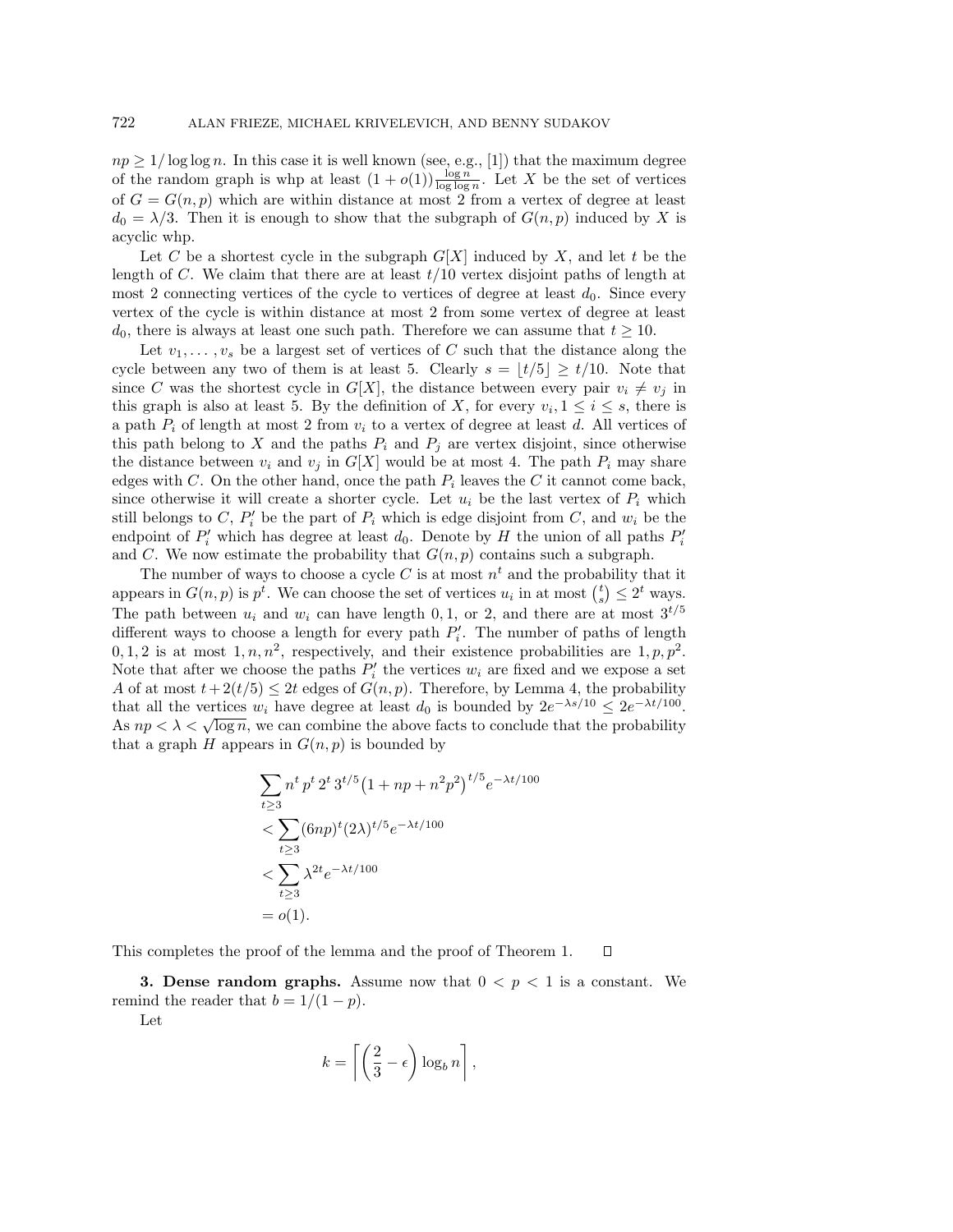$np \geq 1/\log\log n$. In this case it is well known (see, e.g., [1]) that the maximum degree of the random graph is whp at least $(1+o(1))\frac{\log n}{\log\log n}$. Let $X$ be the set of vertices of $G = G(n,p)$ which are within distance at most 2 from a vertex of degree at least $d_0 = \lambda/3$. Then it is enough to show that the subgraph of $G(n,p)$ induced by $X$ is acyclic whp.

Let $C$ be a shortest cycle in the subgraph $G[X]$ induced by $X$, and let $t$ be the length of $C$. We claim that there are at least $t/10$ vertex disjoint paths of length at most 2 connecting vertices of the cycle to vertices of degree at least $d_0$. Since every vertex of the cycle is within distance at most 2 from some vertex of degree at least $d_0$, there is always at least one such path. Therefore we can assume that $t \geq 10$.

Let $v_1, \ldots, v_s$ be a largest set of vertices of $C$ such that the distance along the cycle between any two of them is at least 5. Clearly $s = \lfloor t/5 \rfloor \geq t/10$. Note that since $C$ was the shortest cycle in $G[X]$, the distance between every pair $v_i \neq v_j$ in this graph is also at least 5. By the definition of $X$, for every $v_i, 1 \leq i \leq s$, there is a path $P_i$ of length at most 2 from $v_i$ to a vertex of degree at least $d$. All vertices of this path belong to $X$ and the paths $P_i$ and $P_j$ are vertex disjoint, since otherwise the distance between $v_i$ and $v_j$ in $G[X]$ would be at most 4. The path $P_i$ may share edges with $C$. On the other hand, once the path $P_i$ leaves the $C$ it cannot come back, since otherwise it will create a shorter cycle. Let $u_i$ be the last vertex of $P_i$ which still belongs to $C$, $P_i'$ be the part of $P_i$ which is edge disjoint from $C$, and $w_i$ be the endpoint of $P_i'$ which has degree at least $d_0$. Denote by $H$ the union of all paths $P_i'$ and $C$. We now estimate the probability that $G(n,p)$ contains such a subgraph.

The number of ways to choose a cycle $C$ is at most $n^t$ and the probability that it appears in $G(n,p)$ is $p^t$. We can choose the set of vertices $u_i$ in at most $\binom{t}{s} \leq 2^t$ ways. The path between $u_i$ and $w_i$ can have length 0, 1, or 2, and there are at most $3^{t/5}$ different ways to choose a length for every path $P_i'$. The number of paths of length $0, 1, 2$ is at most $1, n, n^2$, respectively, and their existence probabilities are $1, p, p^2$. Note that after we choose the paths $P_i'$ the vertices $w_i$ are fixed and we expose a set $A$ of at most $t + 2(t/5) \leq 2t$ edges of $G(n,p)$. Therefore, by Lemma 4, the probability that all the vertices $w_i$ have degree at least $d_0$ is bounded by $2e^{-\lambda s/10} \leq 2e^{-\lambda t/100}$. As $np < \lambda < \sqrt{\log n}$, we can combine the above facts to conclude that the probability that a graph $H$ appears in $G(n,p)$ is bounded by

$$\begin{aligned}
&\sum_{t \geq 3} n^t\, p^t\, 2^t\, 3^{t/5} \big(1 + np + n^2p^2\big)^{t/5} e^{-\lambda t/100} \\
&< \sum_{t \geq 3} (6np)^t (2\lambda)^{t/5} e^{-\lambda t/100} \\
&< \sum_{t \geq 3} \lambda^{2t} e^{-\lambda t/100} \\
&= o(1).
\end{aligned}$$

This completes the proof of the lemma and the proof of Theorem 1. $\square$

**3. Dense random graphs.** Assume now that $0 < p < 1$ is a constant. We remind the reader that $b = 1/(1-p)$.

Let

$$k = \left\lceil \left(\frac{2}{3} - \epsilon\right) \log_b n \right\rceil,$$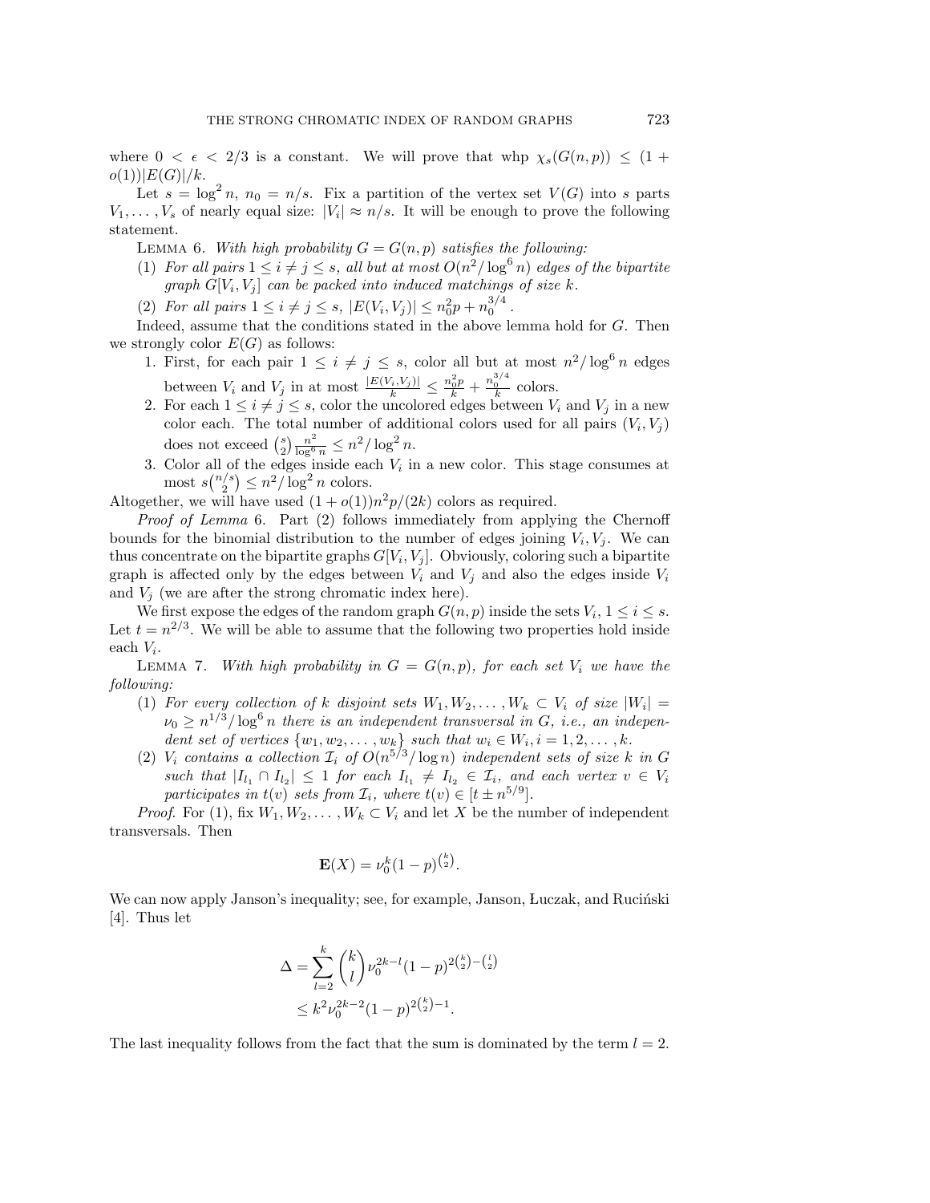where $0 < \epsilon < 2/3$ is a constant. We will prove that whp $\chi_s(G(n,p)) \leq (1 + o(1))|E(G)|/k$.

Let $s = \log^2 n$, $n_0 = n/s$. Fix a partition of the vertex set $V(G)$ into $s$ parts $V_1, \ldots, V_s$ of nearly equal size: $|V_i| \approx n/s$. It will be enough to prove the following statement.

Lemma 6. *With high probability $G = G(n,p)$ satisfies the following:*

(1) *For all pairs $1 \leq i \neq j \leq s$, all but at most $O(n^2/\log^6 n)$ edges of the bipartite graph $G[V_i, V_j]$ can be packed into induced matchings of size $k$.*

(2) *For all pairs $1 \leq i \neq j \leq s$, $|E(V_i, V_j)| \leq n_0^2 p + n_0^{3/4}$.*

Indeed, assume that the conditions stated in the above lemma hold for $G$. Then we strongly color $E(G)$ as follows:

1. First, for each pair $1 \leq i \neq j \leq s$, color all but at most $n^2/\log^6 n$ edges between $V_i$ and $V_j$ in at most $\frac{|E(V_i,V_j)|}{k} \leq \frac{n_0^2 p}{k} + \frac{n_0^{3/4}}{k}$ colors.
2. For each $1 \leq i \neq j \leq s$, color the uncolored edges between $V_i$ and $V_j$ in a new color each. The total number of additional colors used for all pairs $(V_i, V_j)$ does not exceed $\binom{s}{2} \frac{n^2}{\log^6 n} \leq n^2/\log^2 n$.
3. Color all of the edges inside each $V_i$ in a new color. This stage consumes at most $s\binom{n/s}{2} \leq n^2/\log^2 n$ colors.

Altogether, we will have used $(1 + o(1))n^2 p/(2k)$ colors as required.

*Proof of Lemma* 6. Part (2) follows immediately from applying the Chernoff bounds for the binomial distribution to the number of edges joining $V_i, V_j$. We can thus concentrate on the bipartite graphs $G[V_i, V_j]$. Obviously, coloring such a bipartite graph is affected only by the edges between $V_i$ and $V_j$ and also the edges inside $V_i$ and $V_j$ (we are after the strong chromatic index here).

We first expose the edges of the random graph $G(n,p)$ inside the sets $V_i$, $1 \leq i \leq s$. Let $t = n^{2/3}$. We will be able to assume that the following two properties hold inside each $V_i$.

Lemma 7. *With high probability in $G = G(n,p)$, for each set $V_i$ we have the following:*

(1) *For every collection of $k$ disjoint sets $W_1, W_2, \ldots, W_k \subset V_i$ of size $|W_i| = \nu_0 \geq n^{1/3}/\log^6 n$ there is an independent transversal in $G$, i.e., an independent set of vertices $\{w_1, w_2, \ldots, w_k\}$ such that $w_i \in W_i$, $i = 1, 2, \ldots, k$.*

(2) *$V_i$ contains a collection $\mathcal{I}_i$ of $O(n^{5/3}/\log n)$ independent sets of size $k$ in $G$ such that $|I_{l_1} \cap I_{l_2}| \leq 1$ for each $I_{l_1} \neq I_{l_2} \in \mathcal{I}_i$, and each vertex $v \in V_i$ participates in $t(v)$ sets from $\mathcal{I}_i$, where $t(v) \in [t \pm n^{5/9}]$.*

*Proof.* For (1), fix $W_1, W_2, \ldots, W_k \subset V_i$ and let $X$ be the number of independent transversals. Then

$$\mathbf{E}(X) = \nu_0^k (1-p)^{\binom{k}{2}}.$$

We can now apply Janson's inequality; see, for example, Janson, Łuczak, and Ruciński [4]. Thus let

$$\begin{aligned}
\Delta &= \sum_{l=2}^{k} \binom{k}{l} \nu_0^{2k-l} (1-p)^{2\binom{k}{2} - \binom{l}{2}} \\
&\leq k^2 \nu_0^{2k-2} (1-p)^{2\binom{k}{2} - 1}.
\end{aligned}$$

The last inequality follows from the fact that the sum is dominated by the term $l = 2$.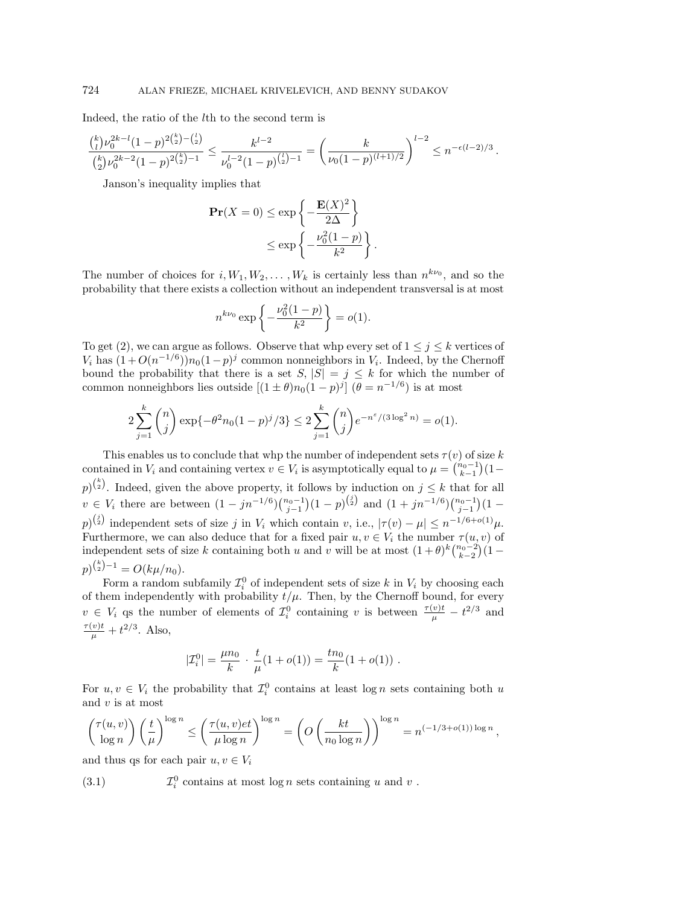Indeed, the ratio of the $l$th to the second term is

$$\frac{\binom{k}{l}\nu_0^{2k-l}(1-p)^{2\binom{k}{2}-\binom{l}{2}}}{\binom{k}{2}\nu_0^{2k-2}(1-p)^{2\binom{k}{2}-1}} \le \frac{k^{l-2}}{\nu_0^{l-2}(1-p)^{\binom{l}{2}-1}} = \left(\frac{k}{\nu_0(1-p)^{(l+1)/2}}\right)^{l-2} \le n^{-\epsilon(l-2)/3}.$$

Janson's inequality implies that

$$\begin{aligned}\mathbf{Pr}(X=0) &\le \exp\left\{-\frac{\mathbf{E}(X)^2}{2\Delta}\right\}\\ &\le \exp\left\{-\frac{\nu_0^2(1-p)}{k^2}\right\}.\end{aligned}$$

The number of choices for $i, W_1, W_2, \ldots, W_k$ is certainly less than $n^{k\nu_0}$, and so the probability that there exists a collection without an independent transversal is at most

$$n^{k\nu_0}\exp\left\{-\frac{\nu_0^2(1-p)}{k^2}\right\} = o(1).$$

To get (2), we can argue as follows. Observe that whp every set of $1 \le j \le k$ vertices of $V_i$ has $(1+O(n^{-1/6}))n_0(1-p)^j$ common nonneighbors in $V_i$. Indeed, by the Chernoff bound the probability that there is a set $S$, $|S| = j \le k$ for which the number of common nonneighbors lies outside $[(1\pm\theta)n_0(1-p)^j]$ ($\theta = n^{-1/6}$) is at most

$$2\sum_{j=1}^{k}\binom{n}{j}\exp\{-\theta^2 n_0(1-p)^j/3\} \le 2\sum_{j=1}^{k}\binom{n}{j}e^{-n^{\varepsilon}/(3\log^2 n)} = o(1).$$

This enables us to conclude that whp the number of independent sets $\tau(v)$ of size $k$ contained in $V_i$ and containing vertex $v \in V_i$ is asymptotically equal to $\mu = \binom{n_0-1}{k-1}(1-p)^{\binom{k}{2}}$. Indeed, given the above property, it follows by induction on $j \le k$ that for all $v \in V_i$ there are between $(1-jn^{-1/6})\binom{n_0-1}{j-1}(1-p)^{\binom{j}{2}}$ and $(1+jn^{-1/6})\binom{n_0-1}{j-1}(1-p)^{\binom{j}{2}}$ independent sets of size $j$ in $V_i$ which contain $v$, i.e., $|\tau(v)-\mu| \le n^{-1/6+o(1)}\mu$. Furthermore, we can also deduce that for a fixed pair $u, v \in V_i$ the number $\tau(u,v)$ of independent sets of size $k$ containing both $u$ and $v$ will be at most $(1+\theta)^k\binom{n_0-2}{k-2}(1-p)^{\binom{k}{2}-1} = O(k\mu/n_0)$.

Form a random subfamily $\mathcal{I}_i^0$ of independent sets of size $k$ in $V_i$ by choosing each of them independently with probability $t/\mu$. Then, by the Chernoff bound, for every $v \in V_i$ qs the number of elements of $\mathcal{I}_i^0$ containing $v$ is between $\frac{\tau(v)t}{\mu} - t^{2/3}$ and $\frac{\tau(v)t}{\mu} + t^{2/3}$. Also,

$$|\mathcal{I}_i^0| = \frac{\mu n_0}{k}\cdot\frac{t}{\mu}(1+o(1)) = \frac{tn_0}{k}(1+o(1)).$$

For $u, v \in V_i$ the probability that $\mathcal{I}_i^0$ contains at least $\log n$ sets containing both $u$ and $v$ is at most

$$\binom{\tau(u,v)}{\log n}\left(\frac{t}{\mu}\right)^{\log n} \le \left(\frac{\tau(u,v)et}{\mu\log n}\right)^{\log n} = \left(O\left(\frac{kt}{n_0\log n}\right)\right)^{\log n} = n^{(-1/3+o(1))\log n},$$

and thus qs for each pair $u, v \in V_i$

$$\mathcal{I}_i^0 \text{ contains at most } \log n \text{ sets containing } u \text{ and } v. \tag{3.1}$$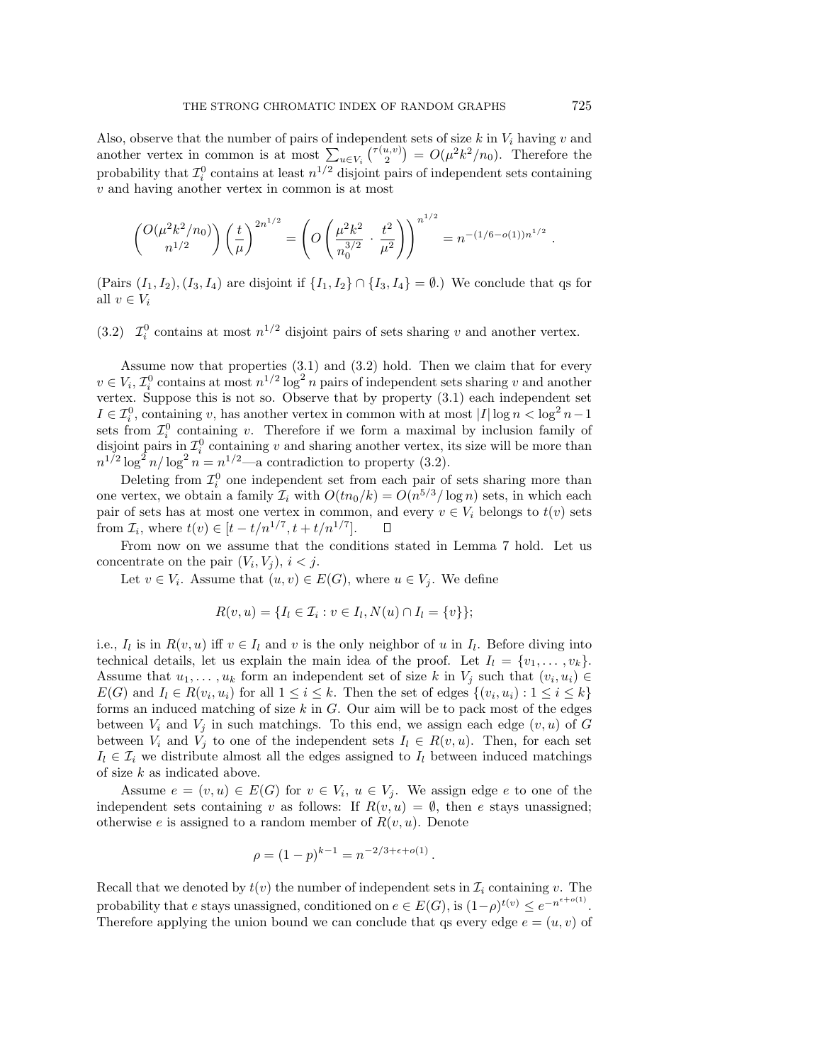Also, observe that the number of pairs of independent sets of size $k$ in $V_i$ having $v$ and another vertex in common is at most $\sum_{u\in V_i}\binom{\tau(u,v)}{2} = O(\mu^2k^2/n_0)$. Therefore the probability that $\mathcal{I}_i^0$ contains at least $n^{1/2}$ disjoint pairs of independent sets containing $v$ and having another vertex in common is at most

$$\binom{O(\mu^2k^2/n_0)}{n^{1/2}}\left(\frac{t}{\mu}\right)^{2n^{1/2}} = \left(O\left(\frac{\mu^2k^2}{n_0^{3/2}}\cdot\frac{t^2}{\mu^2}\right)\right)^{n^{1/2}} = n^{-(1/6-o(1))n^{1/2}}\,.$$

(Pairs $(I_1,I_2),(I_3,I_4)$ are disjoint if $\{I_1,I_2\}\cap\{I_3,I_4\}=\emptyset$.) We conclude that qs for all $v\in V_i$

(3.2) $\mathcal{I}_i^0$ contains at most $n^{1/2}$ disjoint pairs of sets sharing $v$ and another vertex.

Assume now that properties (3.1) and (3.2) hold. Then we claim that for every $v\in V_i$, $\mathcal{I}_i^0$ contains at most $n^{1/2}\log^2 n$ pairs of independent sets sharing $v$ and another vertex. Suppose this is not so. Observe that by property (3.1) each independent set $I\in\mathcal{I}_i^0$, containing $v$, has another vertex in common with at most $|I|\log n < \log^2 n - 1$ sets from $\mathcal{I}_i^0$ containing $v$. Therefore if we form a maximal by inclusion family of disjoint pairs in $\mathcal{I}_i^0$ containing $v$ and sharing another vertex, its size will be more than $n^{1/2}\log^2 n/\log^2 n = n^{1/2}$—a contradiction to property (3.2).

Deleting from $\mathcal{I}_i^0$ one independent set from each pair of sets sharing more than one vertex, we obtain a family $\mathcal{I}_i$ with $O(tn_0/k) = O(n^{5/3}/\log n)$ sets, in which each pair of sets has at most one vertex in common, and every $v\in V_i$ belongs to $t(v)$ sets from $\mathcal{I}_i$, where $t(v)\in[t-t/n^{1/7}, t+t/n^{1/7}]$. $\square$

From now on we assume that the conditions stated in Lemma 7 hold. Let us concentrate on the pair $(V_i,V_j)$, $i<j$.

Let $v\in V_i$. Assume that $(u,v)\in E(G)$, where $u\in V_j$. We define

$$R(v,u) = \{I_l\in\mathcal{I}_i : v\in I_l, N(u)\cap I_l = \{v\}\};$$

i.e., $I_l$ is in $R(v,u)$ iff $v\in I_l$ and $v$ is the only neighbor of $u$ in $I_l$. Before diving into technical details, let us explain the main idea of the proof. Let $I_l=\{v_1,\ldots,v_k\}$. Assume that $u_1,\ldots,u_k$ form an independent set of size $k$ in $V_j$ such that $(v_i,u_i)\in E(G)$ and $I_l\in R(v_i,u_i)$ for all $1\le i\le k$. Then the set of edges $\{(v_i,u_i):1\le i\le k\}$ forms an induced matching of size $k$ in $G$. Our aim will be to pack most of the edges between $V_i$ and $V_j$ in such matchings. To this end, we assign each edge $(v,u)$ of $G$ between $V_i$ and $V_j$ to one of the independent sets $I_l\in R(v,u)$. Then, for each set $I_l\in\mathcal{I}_i$ we distribute almost all the edges assigned to $I_l$ between induced matchings of size $k$ as indicated above.

Assume $e=(v,u)\in E(G)$ for $v\in V_i$, $u\in V_j$. We assign edge $e$ to one of the independent sets containing $v$ as follows: If $R(v,u)=\emptyset$, then $e$ stays unassigned; otherwise $e$ is assigned to a random member of $R(v,u)$. Denote

$$\rho = (1-p)^{k-1} = n^{-2/3+\epsilon+o(1)}\,.$$

Recall that we denoted by $t(v)$ the number of independent sets in $\mathcal{I}_i$ containing $v$. The probability that $e$ stays unassigned, conditioned on $e\in E(G)$, is $(1-\rho)^{t(v)}\le e^{-n^{\epsilon+o(1)}}$. Therefore applying the union bound we can conclude that qs every edge $e=(u,v)$ of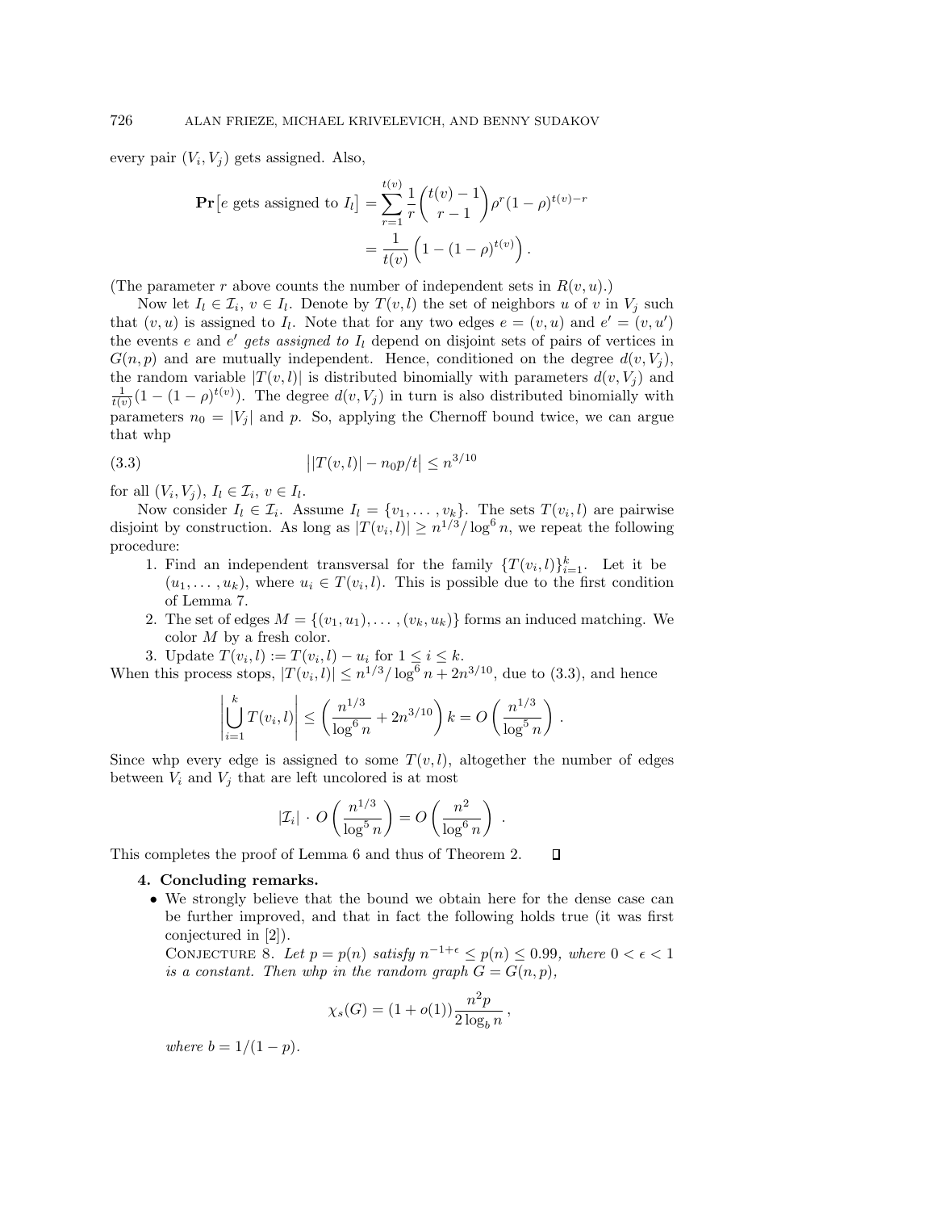every pair $(V_i, V_j)$ gets assigned. Also,

$$\mathbf{Pr}\big[e \text{ gets assigned to } I_l\big] = \sum_{r=1}^{t(v)} \frac{1}{r}\binom{t(v)-1}{r-1}\rho^r(1-\rho)^{t(v)-r}$$
$$= \frac{1}{t(v)}\left(1-(1-\rho)^{t(v)}\right).$$

(The parameter $r$ above counts the number of independent sets in $R(v,u)$.)

Now let $I_l \in \mathcal{I}_i$, $v \in I_l$. Denote by $T(v,l)$ the set of neighbors $u$ of $v$ in $V_j$ such that $(v,u)$ is assigned to $I_l$. Note that for any two edges $e = (v,u)$ and $e' = (v,u')$ the events $e$ and $e'$ *gets assigned to* $I_l$ depend on disjoint sets of pairs of vertices in $G(n,p)$ and are mutually independent. Hence, conditioned on the degree $d(v,V_j)$, the random variable $|T(v,l)|$ is distributed binomially with parameters $d(v,V_j)$ and $\frac{1}{t(v)}(1-(1-\rho)^{t(v)})$. The degree $d(v,V_j)$ in turn is also distributed binomially with parameters $n_0 = |V_j|$ and $p$. So, applying the Chernoff bound twice, we can argue that whp

$$\big||T(v,l)| - n_0p/t\big| \le n^{3/10} \tag{3.3}$$

for all $(V_i,V_j)$, $I_l \in \mathcal{I}_i$, $v \in I_l$.

Now consider $I_l \in \mathcal{I}_i$. Assume $I_l = \{v_1,\dots,v_k\}$. The sets $T(v_i,l)$ are pairwise disjoint by construction. As long as $|T(v_i,l)| \ge n^{1/3}/\log^6 n$, we repeat the following procedure:

1. Find an independent transversal for the family $\{T(v_i,l)\}_{i=1}^k$. Let it be $(u_1,\dots,u_k)$, where $u_i \in T(v_i,l)$. This is possible due to the first condition of Lemma 7.
2. The set of edges $M = \{(v_1,u_1),\dots,(v_k,u_k)\}$ forms an induced matching. We color $M$ by a fresh color.
3. Update $T(v_i,l) := T(v_i,l) - u_i$ for $1 \le i \le k$.

When this process stops, $|T(v_i,l)| \le n^{1/3}/\log^6 n + 2n^{3/10}$, due to (3.3), and hence

$$\left|\bigcup_{i=1}^k T(v_i,l)\right| \le \left(\frac{n^{1/3}}{\log^6 n} + 2n^{3/10}\right)k = O\left(\frac{n^{1/3}}{\log^5 n}\right).$$

Since whp every edge is assigned to some $T(v,l)$, altogether the number of edges between $V_i$ and $V_j$ that are left uncolored is at most

$$|\mathcal{I}_i| \cdot O\left(\frac{n^{1/3}}{\log^5 n}\right) = O\left(\frac{n^2}{\log^6 n}\right).$$

This completes the proof of Lemma 6 and thus of Theorem 2. ◻

## 4. Concluding remarks.

- We strongly believe that the bound we obtain here for the dense case can be further improved, and that in fact the following holds true (it was first conjectured in [2]).

  CONJECTURE 8. *Let $p = p(n)$ satisfy $n^{-1+\epsilon} \le p(n) \le 0.99$, where $0 < \epsilon < 1$ is a constant. Then whp in the random graph $G = G(n,p)$,*

  $$\chi_s(G) = (1+o(1))\frac{n^2p}{2\log_b n},$$

  *where $b = 1/(1-p)$.*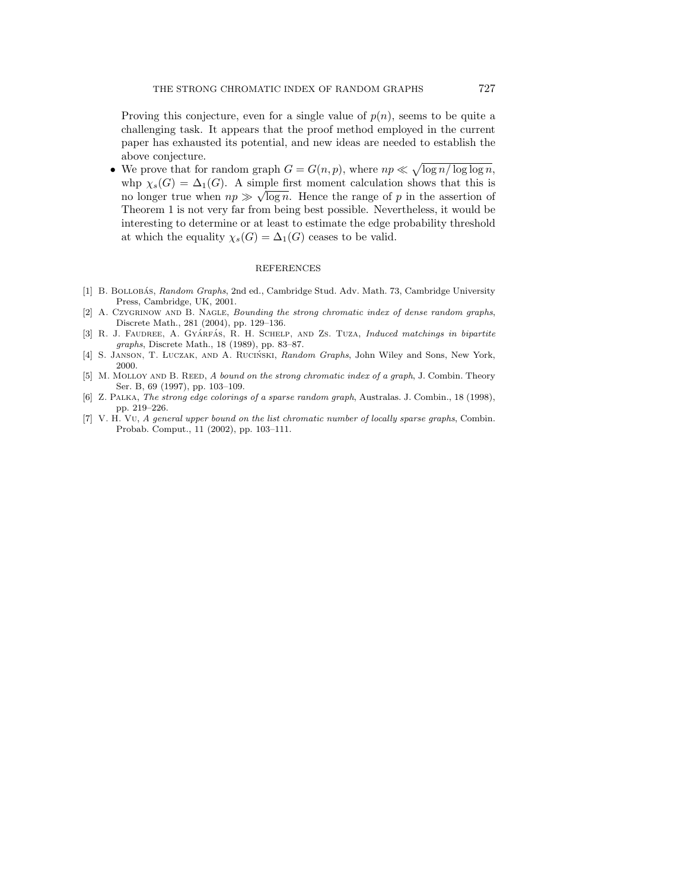Proving this conjecture, even for a single value of $p(n)$, seems to be quite a challenging task. It appears that the proof method employed in the current paper has exhausted its potential, and new ideas are needed to establish the above conjecture.

- We prove that for random graph $G = G(n,p)$, where $np \ll \sqrt{\log n / \log\log n}$, whp $\chi_s(G) = \Delta_1(G)$. A simple first moment calculation shows that this is no longer true when $np \gg \sqrt{\log n}$. Hence the range of $p$ in the assertion of Theorem 1 is not very far from being best possible. Nevertheless, it would be interesting to determine or at least to estimate the edge probability threshold at which the equality $\chi_s(G) = \Delta_1(G)$ ceases to be valid.

## REFERENCES

[1] B. Bollobás, *Random Graphs*, 2nd ed., Cambridge Stud. Adv. Math. 73, Cambridge University Press, Cambridge, UK, 2001.

[2] A. Czygrinow and B. Nagle, *Bounding the strong chromatic index of dense random graphs*, Discrete Math., 281 (2004), pp. 129–136.

[3] R. J. Faudree, A. Gyárfás, R. H. Schelp, and Zs. Tuza, *Induced matchings in bipartite graphs*, Discrete Math., 18 (1989), pp. 83–87.

[4] S. Janson, T. Łuczak, and A. Ruciński, *Random Graphs*, John Wiley and Sons, New York, 2000.

[5] M. Molloy and B. Reed, *A bound on the strong chromatic index of a graph*, J. Combin. Theory Ser. B, 69 (1997), pp. 103–109.

[6] Z. Palka, *The strong edge colorings of a sparse random graph*, Australas. J. Combin., 18 (1998), pp. 219–226.

[7] V. H. Vu, *A general upper bound on the list chromatic number of locally sparse graphs*, Combin. Probab. Comput., 11 (2002), pp. 103–111.